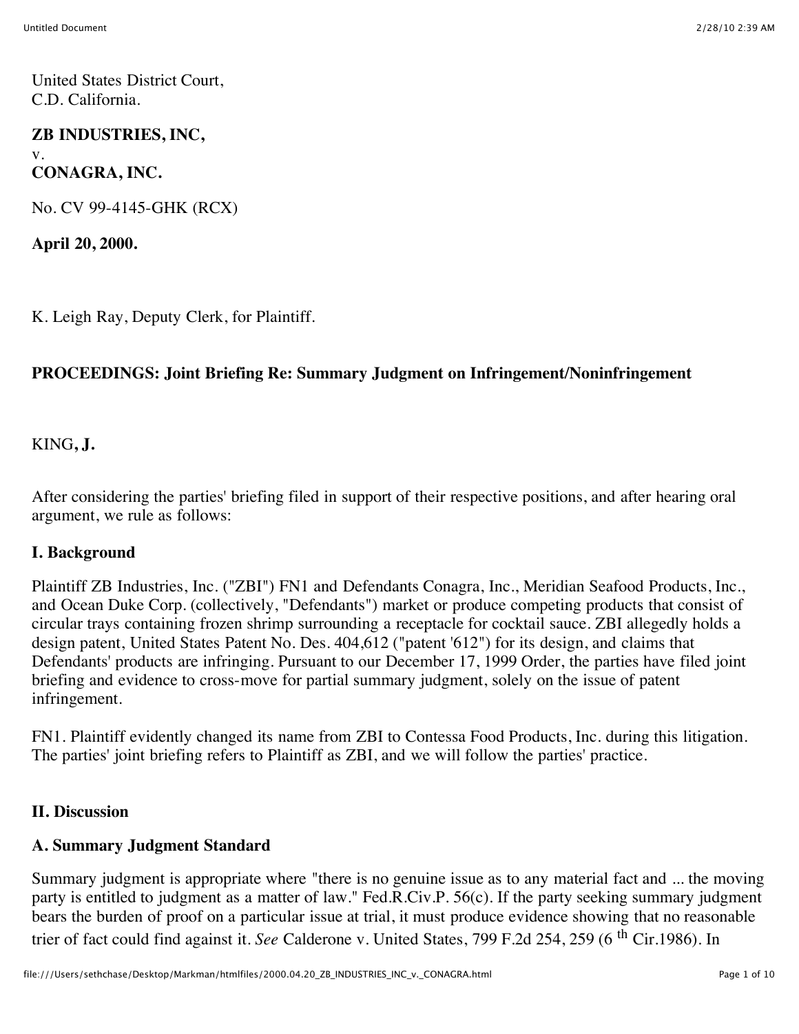United States District Court,
C.D. California.

**ZB INDUSTRIES, INC,**
v.
**CONAGRA, INC.**

No. CV 99-4145-GHK (RCX)

**April 20, 2000.**

K. Leigh Ray, Deputy Clerk, for Plaintiff.

**PROCEEDINGS: Joint Briefing Re: Summary Judgment on Infringement/Noninfringement**

KING, **J.**

After considering the parties' briefing filed in support of their respective positions, and after hearing oral argument, we rule as follows:

### I. Background

Plaintiff ZB Industries, Inc. ("ZBI") FN1 and Defendants Conagra, Inc., Meridian Seafood Products, Inc., and Ocean Duke Corp. (collectively, "Defendants") market or produce competing products that consist of circular trays containing frozen shrimp surrounding a receptacle for cocktail sauce. ZBI allegedly holds a design patent, United States Patent No. Des. 404,612 ("patent '612") for its design, and claims that Defendants' products are infringing. Pursuant to our December 17, 1999 Order, the parties have filed joint briefing and evidence to cross-move for partial summary judgment, solely on the issue of patent infringement.

FN1. Plaintiff evidently changed its name from ZBI to Contessa Food Products, Inc. during this litigation. The parties' joint briefing refers to Plaintiff as ZBI, and we will follow the parties' practice.

### II. Discussion

#### A. Summary Judgment Standard

Summary judgment is appropriate where "there is no genuine issue as to any material fact and ... the moving party is entitled to judgment as a matter of law." Fed.R.Civ.P. 56(c). If the party seeking summary judgment bears the burden of proof on a particular issue at trial, it must produce evidence showing that no reasonable trier of fact could find against it. *See* Calderone v. United States, 799 F.2d 254, 259 (6th Cir.1986). In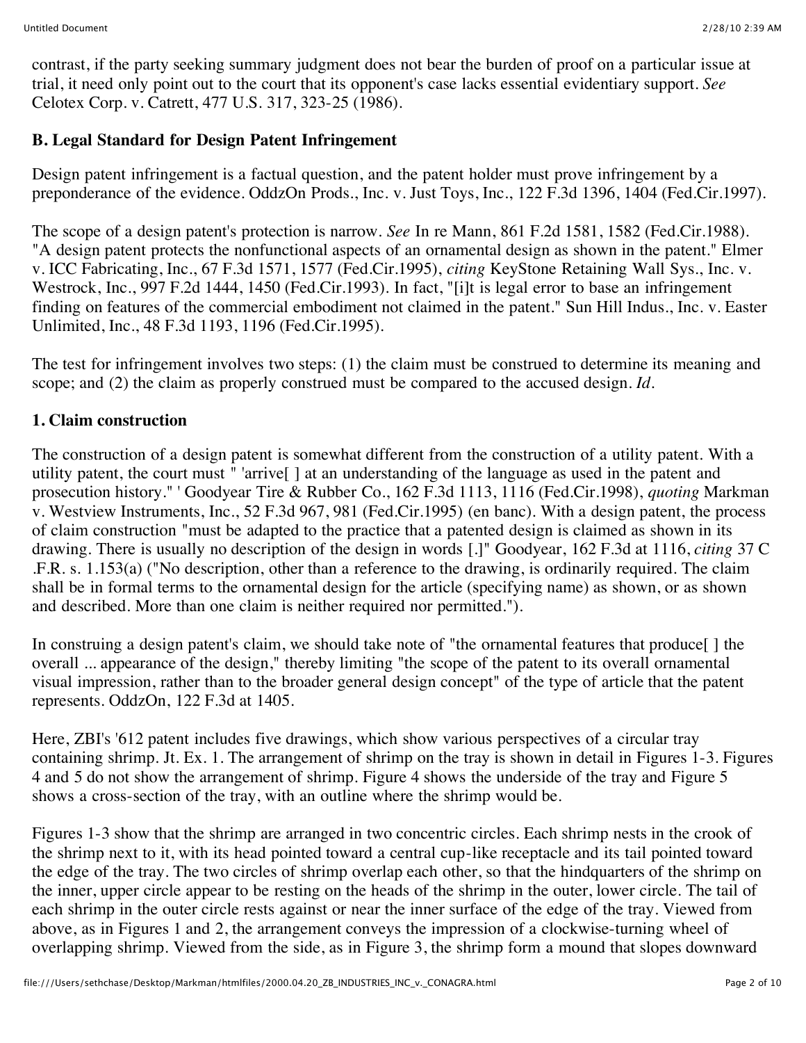contrast, if the party seeking summary judgment does not bear the burden of proof on a particular issue at trial, it need only point out to the court that its opponent's case lacks essential evidentiary support. *See* Celotex Corp. v. Catrett, 477 U.S. 317, 323-25 (1986).

### B. Legal Standard for Design Patent Infringement

Design patent infringement is a factual question, and the patent holder must prove infringement by a preponderance of the evidence. OddzOn Prods., Inc. v. Just Toys, Inc., 122 F.3d 1396, 1404 (Fed.Cir.1997).

The scope of a design patent's protection is narrow. *See* In re Mann, 861 F.2d 1581, 1582 (Fed.Cir.1988). "A design patent protects the nonfunctional aspects of an ornamental design as shown in the patent." Elmer v. ICC Fabricating, Inc., 67 F.3d 1571, 1577 (Fed.Cir.1995), *citing* KeyStone Retaining Wall Sys., Inc. v. Westrock, Inc., 997 F.2d 1444, 1450 (Fed.Cir.1993). In fact, "[i]t is legal error to base an infringement finding on features of the commercial embodiment not claimed in the patent." Sun Hill Indus., Inc. v. Easter Unlimited, Inc., 48 F.3d 1193, 1196 (Fed.Cir.1995).

The test for infringement involves two steps: (1) the claim must be construed to determine its meaning and scope; and (2) the claim as properly construed must be compared to the accused design. *Id.*

#### 1. Claim construction

The construction of a design patent is somewhat different from the construction of a utility patent. With a utility patent, the court must " 'arrive[ ] at an understanding of the language as used in the patent and prosecution history." ' Goodyear Tire & Rubber Co., 162 F.3d 1113, 1116 (Fed.Cir.1998), *quoting* Markman v. Westview Instruments, Inc., 52 F.3d 967, 981 (Fed.Cir.1995) (en banc). With a design patent, the process of claim construction "must be adapted to the practice that a patented design is claimed as shown in its drawing. There is usually no description of the design in words [.]" Goodyear, 162 F.3d at 1116, *citing* 37 C .F.R. s. 1.153(a) ("No description, other than a reference to the drawing, is ordinarily required. The claim shall be in formal terms to the ornamental design for the article (specifying name) as shown, or as shown and described. More than one claim is neither required nor permitted.").

In construing a design patent's claim, we should take note of "the ornamental features that produce[ ] the overall ... appearance of the design," thereby limiting "the scope of the patent to its overall ornamental visual impression, rather than to the broader general design concept" of the type of article that the patent represents. OddzOn, 122 F.3d at 1405.

Here, ZBI's '612 patent includes five drawings, which show various perspectives of a circular tray containing shrimp. Jt. Ex. 1. The arrangement of shrimp on the tray is shown in detail in Figures 1-3. Figures 4 and 5 do not show the arrangement of shrimp. Figure 4 shows the underside of the tray and Figure 5 shows a cross-section of the tray, with an outline where the shrimp would be.

Figures 1-3 show that the shrimp are arranged in two concentric circles. Each shrimp nests in the crook of the shrimp next to it, with its head pointed toward a central cup-like receptacle and its tail pointed toward the edge of the tray. The two circles of shrimp overlap each other, so that the hindquarters of the shrimp on the inner, upper circle appear to be resting on the heads of the shrimp in the outer, lower circle. The tail of each shrimp in the outer circle rests against or near the inner surface of the edge of the tray. Viewed from above, as in Figures 1 and 2, the arrangement conveys the impression of a clockwise-turning wheel of overlapping shrimp. Viewed from the side, as in Figure 3, the shrimp form a mound that slopes downward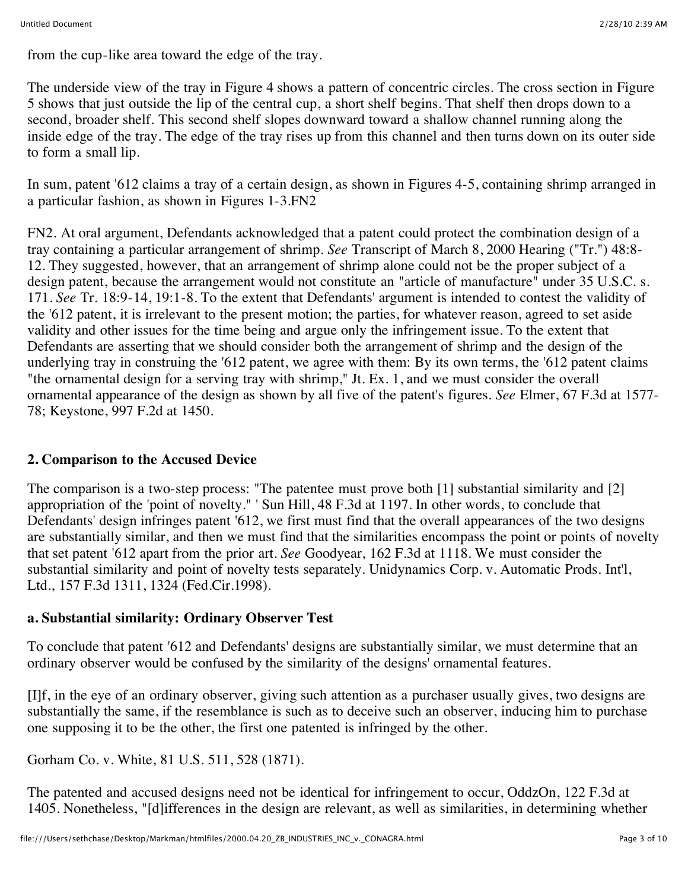from the cup-like area toward the edge of the tray.

The underside view of the tray in Figure 4 shows a pattern of concentric circles. The cross section in Figure 5 shows that just outside the lip of the central cup, a short shelf begins. That shelf then drops down to a second, broader shelf. This second shelf slopes downward toward a shallow channel running along the inside edge of the tray. The edge of the tray rises up from this channel and then turns down on its outer side to form a small lip.

In sum, patent '612 claims a tray of a certain design, as shown in Figures 4-5, containing shrimp arranged in a particular fashion, as shown in Figures 1-3.FN2

FN2. At oral argument, Defendants acknowledged that a patent could protect the combination design of a tray containing a particular arrangement of shrimp. *See* Transcript of March 8, 2000 Hearing ("Tr.") 48:8-12. They suggested, however, that an arrangement of shrimp alone could not be the proper subject of a design patent, because the arrangement would not constitute an "article of manufacture" under 35 U.S.C. s. 171. *See* Tr. 18:9-14, 19:1-8. To the extent that Defendants' argument is intended to contest the validity of the '612 patent, it is irrelevant to the present motion; the parties, for whatever reason, agreed to set aside validity and other issues for the time being and argue only the infringement issue. To the extent that Defendants are asserting that we should consider both the arrangement of shrimp and the design of the underlying tray in construing the '612 patent, we agree with them: By its own terms, the '612 patent claims "the ornamental design for a serving tray with shrimp," Jt. Ex. 1, and we must consider the overall ornamental appearance of the design as shown by all five of the patent's figures. *See* Elmer, 67 F.3d at 1577-78; Keystone, 997 F.2d at 1450.

### 2. Comparison to the Accused Device

The comparison is a two-step process: "The patentee must prove both [1] substantial similarity and [2] appropriation of the 'point of novelty.' ' Sun Hill, 48 F.3d at 1197. In other words, to conclude that Defendants' design infringes patent '612, we first must find that the overall appearances of the two designs are substantially similar, and then we must find that the similarities encompass the point or points of novelty that set patent '612 apart from the prior art. *See* Goodyear, 162 F.3d at 1118. We must consider the substantial similarity and point of novelty tests separately. Unidynamics Corp. v. Automatic Prods. Int'l, Ltd., 157 F.3d 1311, 1324 (Fed.Cir.1998).

#### a. Substantial similarity: Ordinary Observer Test

To conclude that patent '612 and Defendants' designs are substantially similar, we must determine that an ordinary observer would be confused by the similarity of the designs' ornamental features.

[I]f, in the eye of an ordinary observer, giving such attention as a purchaser usually gives, two designs are substantially the same, if the resemblance is such as to deceive such an observer, inducing him to purchase one supposing it to be the other, the first one patented is infringed by the other.

Gorham Co. v. White, 81 U.S. 511, 528 (1871).

The patented and accused designs need not be identical for infringement to occur, OddzOn, 122 F.3d at 1405. Nonetheless, "[d]ifferences in the design are relevant, as well as similarities, in determining whether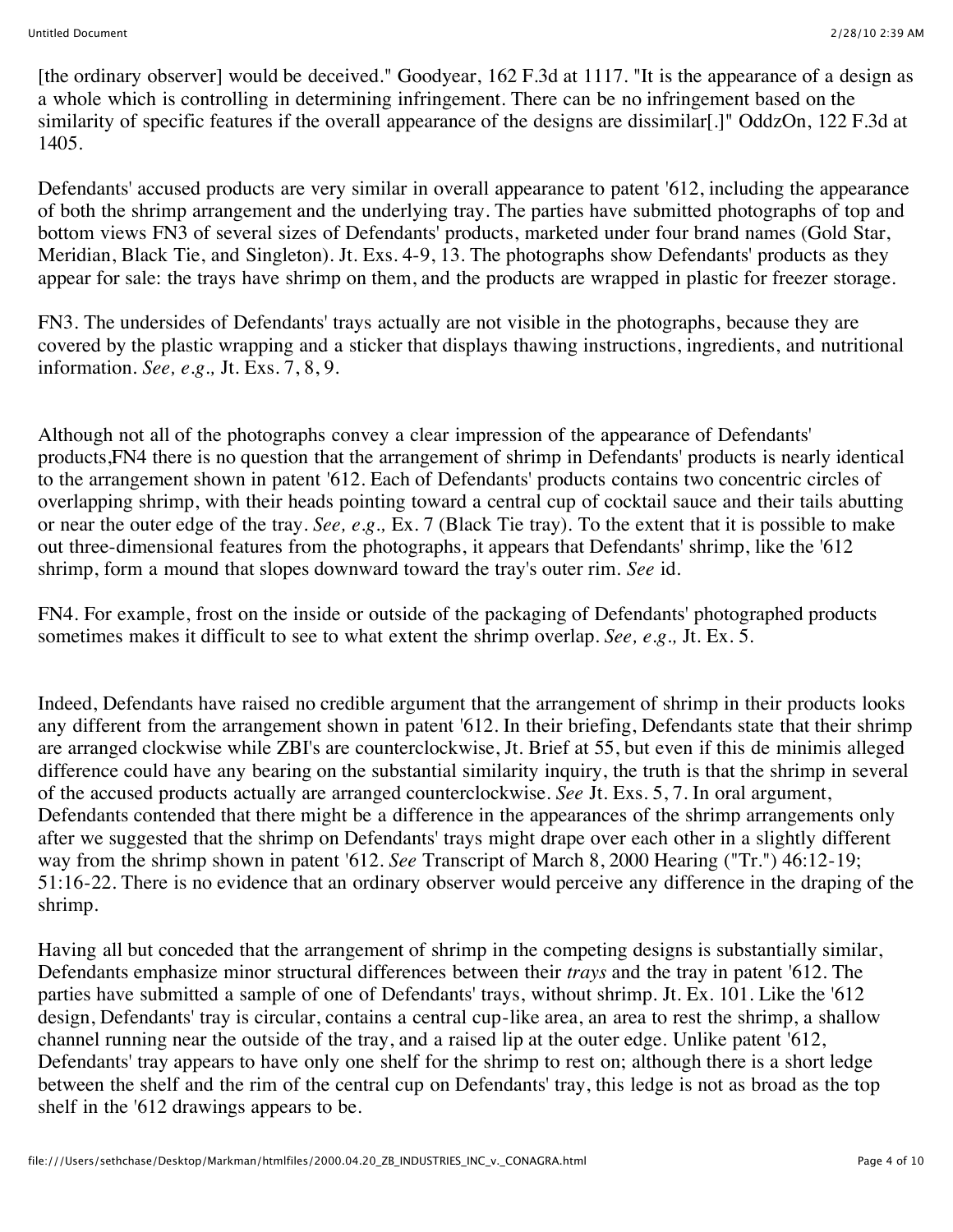[the ordinary observer] would be deceived." Goodyear, 162 F.3d at 1117. "It is the appearance of a design as a whole which is controlling in determining infringement. There can be no infringement based on the similarity of specific features if the overall appearance of the designs are dissimilar[.]" OddzOn, 122 F.3d at 1405.

Defendants' accused products are very similar in overall appearance to patent '612, including the appearance of both the shrimp arrangement and the underlying tray. The parties have submitted photographs of top and bottom views FN3 of several sizes of Defendants' products, marketed under four brand names (Gold Star, Meridian, Black Tie, and Singleton). Jt. Exs. 4-9, 13. The photographs show Defendants' products as they appear for sale: the trays have shrimp on them, and the products are wrapped in plastic for freezer storage.

FN3. The undersides of Defendants' trays actually are not visible in the photographs, because they are covered by the plastic wrapping and a sticker that displays thawing instructions, ingredients, and nutritional information. *See, e.g.,* Jt. Exs. 7, 8, 9.

Although not all of the photographs convey a clear impression of the appearance of Defendants' products,FN4 there is no question that the arrangement of shrimp in Defendants' products is nearly identical to the arrangement shown in patent '612. Each of Defendants' products contains two concentric circles of overlapping shrimp, with their heads pointing toward a central cup of cocktail sauce and their tails abutting or near the outer edge of the tray. *See, e.g.,* Ex. 7 (Black Tie tray). To the extent that it is possible to make out three-dimensional features from the photographs, it appears that Defendants' shrimp, like the '612 shrimp, form a mound that slopes downward toward the tray's outer rim. *See* id.

FN4. For example, frost on the inside or outside of the packaging of Defendants' photographed products sometimes makes it difficult to see to what extent the shrimp overlap. *See, e.g.,* Jt. Ex. 5.

Indeed, Defendants have raised no credible argument that the arrangement of shrimp in their products looks any different from the arrangement shown in patent '612. In their briefing, Defendants state that their shrimp are arranged clockwise while ZBI's are counterclockwise, Jt. Brief at 55, but even if this de minimis alleged difference could have any bearing on the substantial similarity inquiry, the truth is that the shrimp in several of the accused products actually are arranged counterclockwise. *See* Jt. Exs. 5, 7. In oral argument, Defendants contended that there might be a difference in the appearances of the shrimp arrangements only after we suggested that the shrimp on Defendants' trays might drape over each other in a slightly different way from the shrimp shown in patent '612. *See* Transcript of March 8, 2000 Hearing ("Tr.") 46:12-19; 51:16-22. There is no evidence that an ordinary observer would perceive any difference in the draping of the shrimp.

Having all but conceded that the arrangement of shrimp in the competing designs is substantially similar, Defendants emphasize minor structural differences between their *trays* and the tray in patent '612. The parties have submitted a sample of one of Defendants' trays, without shrimp. Jt. Ex. 101. Like the '612 design, Defendants' tray is circular, contains a central cup-like area, an area to rest the shrimp, a shallow channel running near the outside of the tray, and a raised lip at the outer edge. Unlike patent '612, Defendants' tray appears to have only one shelf for the shrimp to rest on; although there is a short ledge between the shelf and the rim of the central cup on Defendants' tray, this ledge is not as broad as the top shelf in the '612 drawings appears to be.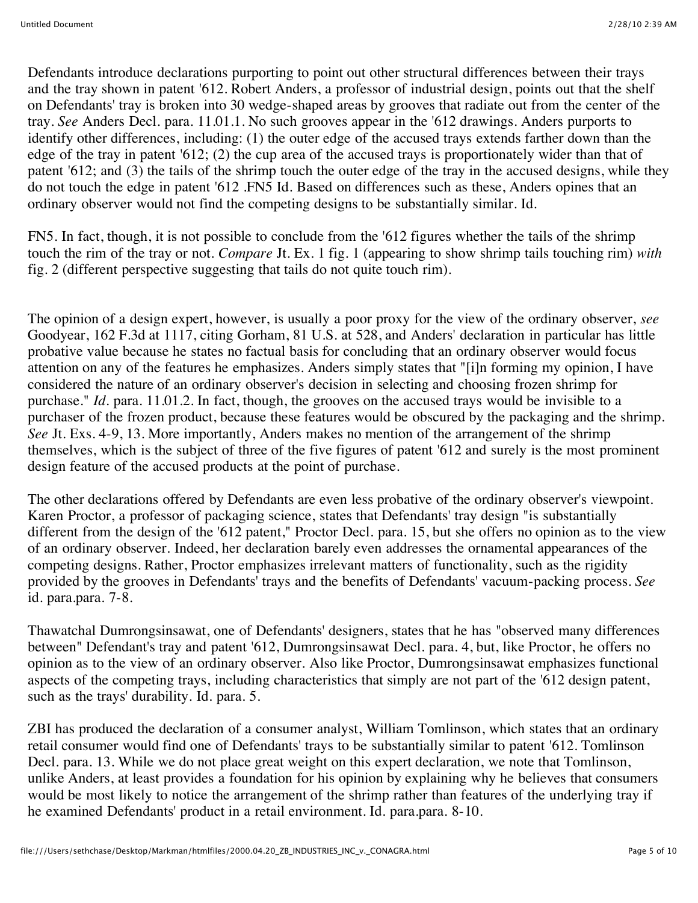Defendants introduce declarations purporting to point out other structural differences between their trays and the tray shown in patent '612. Robert Anders, a professor of industrial design, points out that the shelf on Defendants' tray is broken into 30 wedge-shaped areas by grooves that radiate out from the center of the tray. *See* Anders Decl. para. 11.01.1. No such grooves appear in the '612 drawings. Anders purports to identify other differences, including: (1) the outer edge of the accused trays extends farther down than the edge of the tray in patent '612; (2) the cup area of the accused trays is proportionately wider than that of patent '612; and (3) the tails of the shrimp touch the outer edge of the tray in the accused designs, while they do not touch the edge in patent '612 .FN5 Id. Based on differences such as these, Anders opines that an ordinary observer would not find the competing designs to be substantially similar. Id.

FN5. In fact, though, it is not possible to conclude from the '612 figures whether the tails of the shrimp touch the rim of the tray or not. *Compare* Jt. Ex. 1 fig. 1 (appearing to show shrimp tails touching rim) *with* fig. 2 (different perspective suggesting that tails do not quite touch rim).

The opinion of a design expert, however, is usually a poor proxy for the view of the ordinary observer, *see* Goodyear, 162 F.3d at 1117, citing Gorham, 81 U.S. at 528, and Anders' declaration in particular has little probative value because he states no factual basis for concluding that an ordinary observer would focus attention on any of the features he emphasizes. Anders simply states that "[i]n forming my opinion, I have considered the nature of an ordinary observer's decision in selecting and choosing frozen shrimp for purchase." *Id.* para. 11.01.2. In fact, though, the grooves on the accused trays would be invisible to a purchaser of the frozen product, because these features would be obscured by the packaging and the shrimp. *See* Jt. Exs. 4-9, 13. More importantly, Anders makes no mention of the arrangement of the shrimp themselves, which is the subject of three of the five figures of patent '612 and surely is the most prominent design feature of the accused products at the point of purchase.

The other declarations offered by Defendants are even less probative of the ordinary observer's viewpoint. Karen Proctor, a professor of packaging science, states that Defendants' tray design "is substantially different from the design of the '612 patent," Proctor Decl. para. 15, but she offers no opinion as to the view of an ordinary observer. Indeed, her declaration barely even addresses the ornamental appearances of the competing designs. Rather, Proctor emphasizes irrelevant matters of functionality, such as the rigidity provided by the grooves in Defendants' trays and the benefits of Defendants' vacuum-packing process. *See* id. para.para. 7-8.

Thawatchal Dumrongsinsawat, one of Defendants' designers, states that he has "observed many differences between" Defendant's tray and patent '612, Dumrongsinsawat Decl. para. 4, but, like Proctor, he offers no opinion as to the view of an ordinary observer. Also like Proctor, Dumrongsinsawat emphasizes functional aspects of the competing trays, including characteristics that simply are not part of the '612 design patent, such as the trays' durability. Id. para. 5.

ZBI has produced the declaration of a consumer analyst, William Tomlinson, which states that an ordinary retail consumer would find one of Defendants' trays to be substantially similar to patent '612. Tomlinson Decl. para. 13. While we do not place great weight on this expert declaration, we note that Tomlinson, unlike Anders, at least provides a foundation for his opinion by explaining why he believes that consumers would be most likely to notice the arrangement of the shrimp rather than features of the underlying tray if he examined Defendants' product in a retail environment. Id. para.para. 8-10.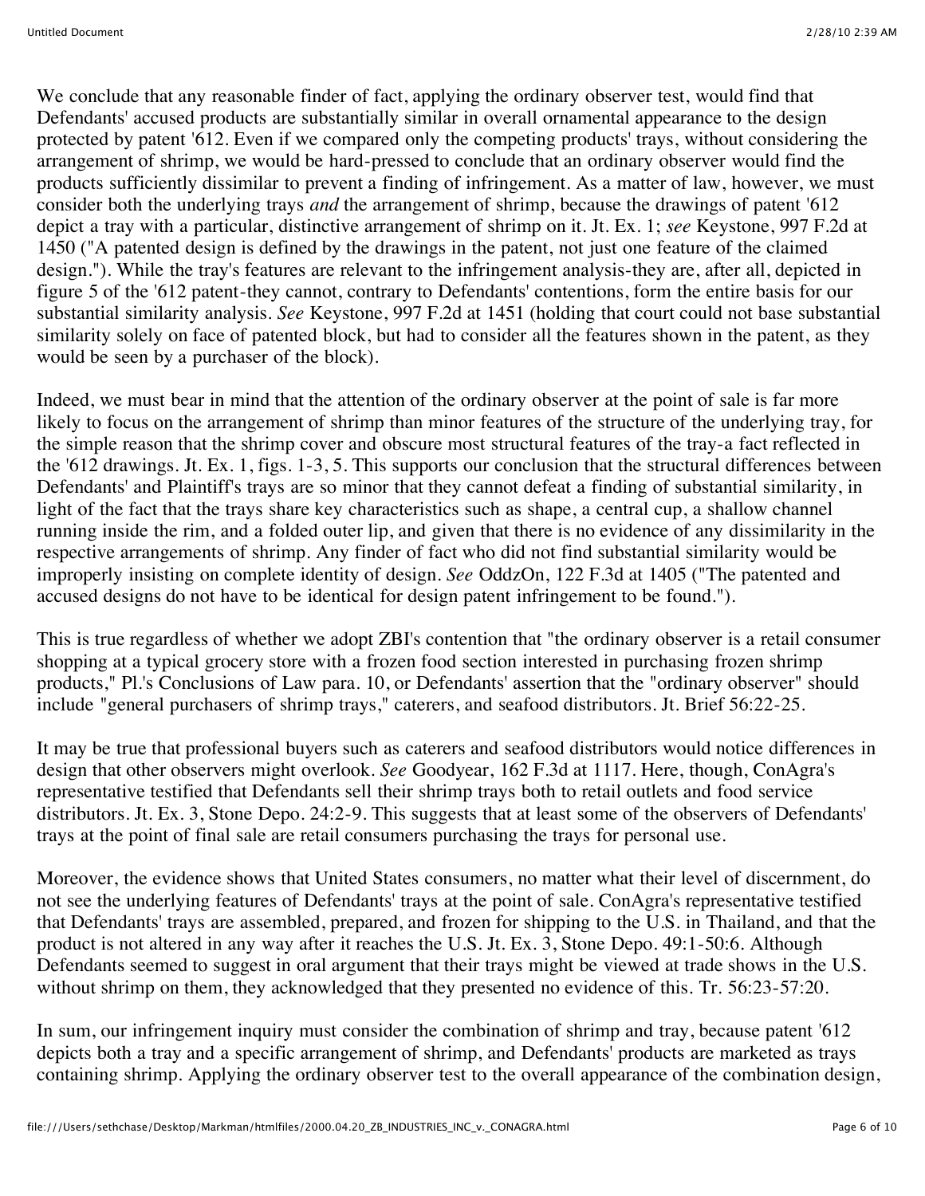We conclude that any reasonable finder of fact, applying the ordinary observer test, would find that Defendants' accused products are substantially similar in overall ornamental appearance to the design protected by patent '612. Even if we compared only the competing products' trays, without considering the arrangement of shrimp, we would be hard-pressed to conclude that an ordinary observer would find the products sufficiently dissimilar to prevent a finding of infringement. As a matter of law, however, we must consider both the underlying trays *and* the arrangement of shrimp, because the drawings of patent '612 depict a tray with a particular, distinctive arrangement of shrimp on it. Jt. Ex. 1; *see* Keystone, 997 F.2d at 1450 ("A patented design is defined by the drawings in the patent, not just one feature of the claimed design."). While the tray's features are relevant to the infringement analysis-they are, after all, depicted in figure 5 of the '612 patent-they cannot, contrary to Defendants' contentions, form the entire basis for our substantial similarity analysis. *See* Keystone, 997 F.2d at 1451 (holding that court could not base substantial similarity solely on face of patented block, but had to consider all the features shown in the patent, as they would be seen by a purchaser of the block).

Indeed, we must bear in mind that the attention of the ordinary observer at the point of sale is far more likely to focus on the arrangement of shrimp than minor features of the structure of the underlying tray, for the simple reason that the shrimp cover and obscure most structural features of the tray-a fact reflected in the '612 drawings. Jt. Ex. 1, figs. 1-3, 5. This supports our conclusion that the structural differences between Defendants' and Plaintiff's trays are so minor that they cannot defeat a finding of substantial similarity, in light of the fact that the trays share key characteristics such as shape, a central cup, a shallow channel running inside the rim, and a folded outer lip, and given that there is no evidence of any dissimilarity in the respective arrangements of shrimp. Any finder of fact who did not find substantial similarity would be improperly insisting on complete identity of design. *See* OddzOn, 122 F.3d at 1405 ("The patented and accused designs do not have to be identical for design patent infringement to be found.").

This is true regardless of whether we adopt ZBI's contention that "the ordinary observer is a retail consumer shopping at a typical grocery store with a frozen food section interested in purchasing frozen shrimp products," Pl.'s Conclusions of Law para. 10, or Defendants' assertion that the "ordinary observer" should include "general purchasers of shrimp trays," caterers, and seafood distributors. Jt. Brief 56:22-25.

It may be true that professional buyers such as caterers and seafood distributors would notice differences in design that other observers might overlook. *See* Goodyear, 162 F.3d at 1117. Here, though, ConAgra's representative testified that Defendants sell their shrimp trays both to retail outlets and food service distributors. Jt. Ex. 3, Stone Depo. 24:2-9. This suggests that at least some of the observers of Defendants' trays at the point of final sale are retail consumers purchasing the trays for personal use.

Moreover, the evidence shows that United States consumers, no matter what their level of discernment, do not see the underlying features of Defendants' trays at the point of sale. ConAgra's representative testified that Defendants' trays are assembled, prepared, and frozen for shipping to the U.S. in Thailand, and that the product is not altered in any way after it reaches the U.S. Jt. Ex. 3, Stone Depo. 49:1-50:6. Although Defendants seemed to suggest in oral argument that their trays might be viewed at trade shows in the U.S. without shrimp on them, they acknowledged that they presented no evidence of this. Tr. 56:23-57:20.

In sum, our infringement inquiry must consider the combination of shrimp and tray, because patent '612 depicts both a tray and a specific arrangement of shrimp, and Defendants' products are marketed as trays containing shrimp. Applying the ordinary observer test to the overall appearance of the combination design,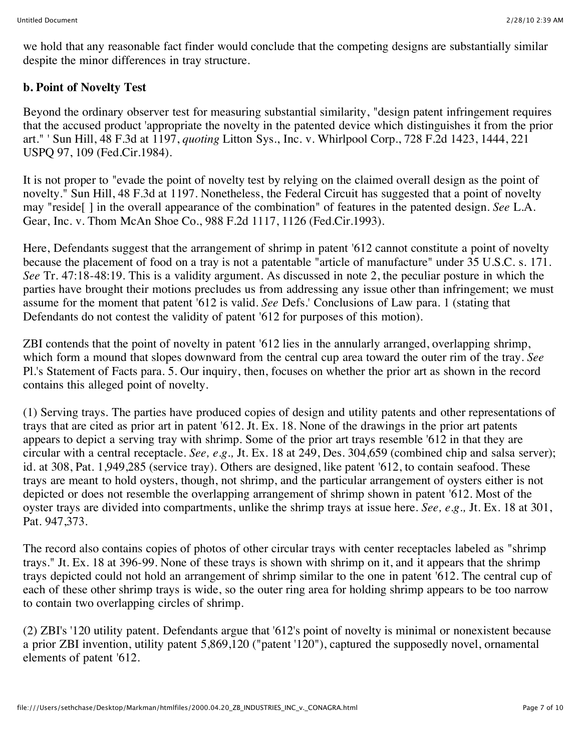we hold that any reasonable fact finder would conclude that the competing designs are substantially similar despite the minor differences in tray structure.

**b. Point of Novelty Test**

Beyond the ordinary observer test for measuring substantial similarity, "design patent infringement requires that the accused product 'appropriate the novelty in the patented device which distinguishes it from the prior art." ' Sun Hill, 48 F.3d at 1197, *quoting* Litton Sys., Inc. v. Whirlpool Corp., 728 F.2d 1423, 1444, 221 USPQ 97, 109 (Fed.Cir.1984).

It is not proper to "evade the point of novelty test by relying on the claimed overall design as the point of novelty." Sun Hill, 48 F.3d at 1197. Nonetheless, the Federal Circuit has suggested that a point of novelty may "reside[ ] in the overall appearance of the combination" of features in the patented design. *See* L.A. Gear, Inc. v. Thom McAn Shoe Co., 988 F.2d 1117, 1126 (Fed.Cir.1993).

Here, Defendants suggest that the arrangement of shrimp in patent '612 cannot constitute a point of novelty because the placement of food on a tray is not a patentable "article of manufacture" under 35 U.S.C. s. 171. *See* Tr. 47:18-48:19. This is a validity argument. As discussed in note 2, the peculiar posture in which the parties have brought their motions precludes us from addressing any issue other than infringement; we must assume for the moment that patent '612 is valid. *See* Defs.' Conclusions of Law para. 1 (stating that Defendants do not contest the validity of patent '612 for purposes of this motion).

ZBI contends that the point of novelty in patent '612 lies in the annularly arranged, overlapping shrimp, which form a mound that slopes downward from the central cup area toward the outer rim of the tray. *See* Pl.'s Statement of Facts para. 5. Our inquiry, then, focuses on whether the prior art as shown in the record contains this alleged point of novelty.

(1) Serving trays. The parties have produced copies of design and utility patents and other representations of trays that are cited as prior art in patent '612. Jt. Ex. 18. None of the drawings in the prior art patents appears to depict a serving tray with shrimp. Some of the prior art trays resemble '612 in that they are circular with a central receptacle. *See, e.g.,* Jt. Ex. 18 at 249, Des. 304,659 (combined chip and salsa server); id. at 308, Pat. 1,949,285 (service tray). Others are designed, like patent '612, to contain seafood. These trays are meant to hold oysters, though, not shrimp, and the particular arrangement of oysters either is not depicted or does not resemble the overlapping arrangement of shrimp shown in patent '612. Most of the oyster trays are divided into compartments, unlike the shrimp trays at issue here. *See, e.g.,* Jt. Ex. 18 at 301, Pat. 947,373.

The record also contains copies of photos of other circular trays with center receptacles labeled as "shrimp trays." Jt. Ex. 18 at 396-99. None of these trays is shown with shrimp on it, and it appears that the shrimp trays depicted could not hold an arrangement of shrimp similar to the one in patent '612. The central cup of each of these other shrimp trays is wide, so the outer ring area for holding shrimp appears to be too narrow to contain two overlapping circles of shrimp.

(2) ZBI's '120 utility patent. Defendants argue that '612's point of novelty is minimal or nonexistent because a prior ZBI invention, utility patent 5,869,120 ("patent '120"), captured the supposedly novel, ornamental elements of patent '612.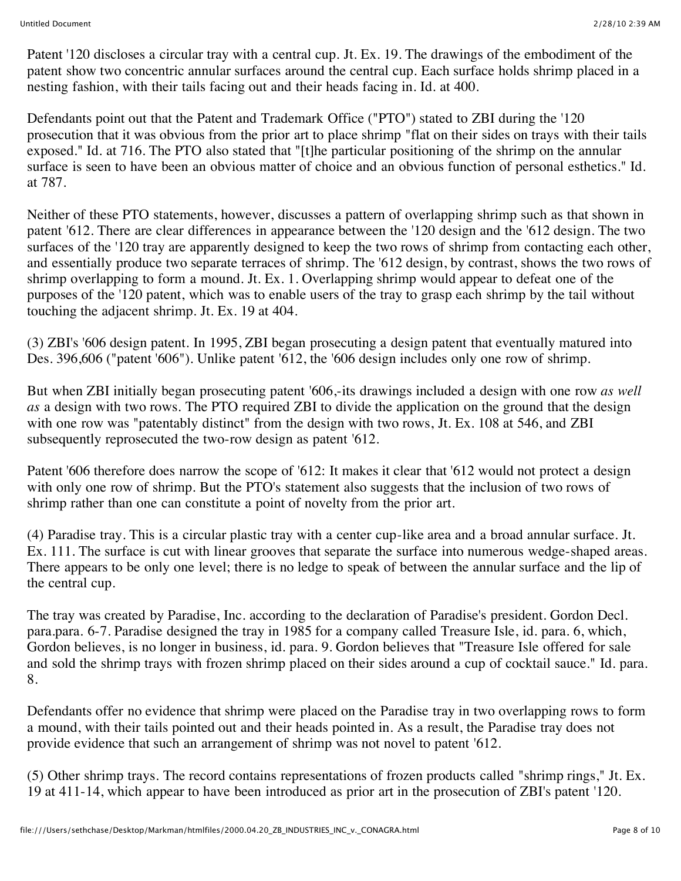Patent '120 discloses a circular tray with a central cup. Jt. Ex. 19. The drawings of the embodiment of the patent show two concentric annular surfaces around the central cup. Each surface holds shrimp placed in a nesting fashion, with their tails facing out and their heads facing in. Id. at 400.

Defendants point out that the Patent and Trademark Office ("PTO") stated to ZBI during the '120 prosecution that it was obvious from the prior art to place shrimp "flat on their sides on trays with their tails exposed." Id. at 716. The PTO also stated that "[t]he particular positioning of the shrimp on the annular surface is seen to have been an obvious matter of choice and an obvious function of personal esthetics." Id. at 787.

Neither of these PTO statements, however, discusses a pattern of overlapping shrimp such as that shown in patent '612. There are clear differences in appearance between the '120 design and the '612 design. The two surfaces of the '120 tray are apparently designed to keep the two rows of shrimp from contacting each other, and essentially produce two separate terraces of shrimp. The '612 design, by contrast, shows the two rows of shrimp overlapping to form a mound. Jt. Ex. 1. Overlapping shrimp would appear to defeat one of the purposes of the '120 patent, which was to enable users of the tray to grasp each shrimp by the tail without touching the adjacent shrimp. Jt. Ex. 19 at 404.

(3) ZBI's '606 design patent. In 1995, ZBI began prosecuting a design patent that eventually matured into Des. 396,606 ("patent '606"). Unlike patent '612, the '606 design includes only one row of shrimp.

But when ZBI initially began prosecuting patent '606,-its drawings included a design with one row *as well as* a design with two rows. The PTO required ZBI to divide the application on the ground that the design with one row was "patentably distinct" from the design with two rows, Jt. Ex. 108 at 546, and ZBI subsequently reprosecuted the two-row design as patent '612.

Patent '606 therefore does narrow the scope of '612: It makes it clear that '612 would not protect a design with only one row of shrimp. But the PTO's statement also suggests that the inclusion of two rows of shrimp rather than one can constitute a point of novelty from the prior art.

(4) Paradise tray. This is a circular plastic tray with a center cup-like area and a broad annular surface. Jt. Ex. 111. The surface is cut with linear grooves that separate the surface into numerous wedge-shaped areas. There appears to be only one level; there is no ledge to speak of between the annular surface and the lip of the central cup.

The tray was created by Paradise, Inc. according to the declaration of Paradise's president. Gordon Decl. para.para. 6-7. Paradise designed the tray in 1985 for a company called Treasure Isle, id. para. 6, which, Gordon believes, is no longer in business, id. para. 9. Gordon believes that "Treasure Isle offered for sale and sold the shrimp trays with frozen shrimp placed on their sides around a cup of cocktail sauce." Id. para. 8.

Defendants offer no evidence that shrimp were placed on the Paradise tray in two overlapping rows to form a mound, with their tails pointed out and their heads pointed in. As a result, the Paradise tray does not provide evidence that such an arrangement of shrimp was not novel to patent '612.

(5) Other shrimp trays. The record contains representations of frozen products called "shrimp rings," Jt. Ex. 19 at 411-14, which appear to have been introduced as prior art in the prosecution of ZBI's patent '120.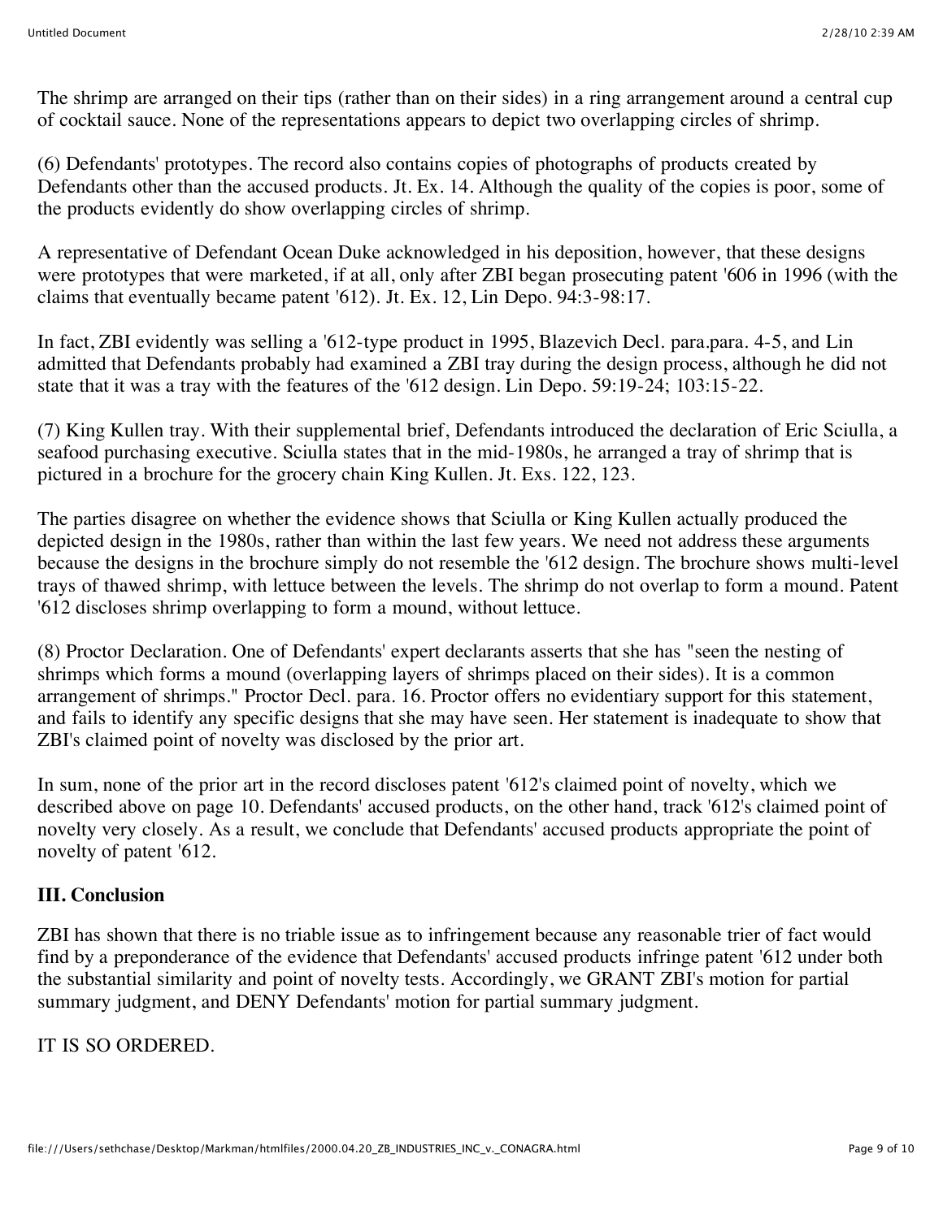The shrimp are arranged on their tips (rather than on their sides) in a ring arrangement around a central cup of cocktail sauce. None of the representations appears to depict two overlapping circles of shrimp.

(6) Defendants' prototypes. The record also contains copies of photographs of products created by Defendants other than the accused products. Jt. Ex. 14. Although the quality of the copies is poor, some of the products evidently do show overlapping circles of shrimp.

A representative of Defendant Ocean Duke acknowledged in his deposition, however, that these designs were prototypes that were marketed, if at all, only after ZBI began prosecuting patent '606 in 1996 (with the claims that eventually became patent '612). Jt. Ex. 12, Lin Depo. 94:3-98:17.

In fact, ZBI evidently was selling a '612-type product in 1995, Blazevich Decl. para.para. 4-5, and Lin admitted that Defendants probably had examined a ZBI tray during the design process, although he did not state that it was a tray with the features of the '612 design. Lin Depo. 59:19-24; 103:15-22.

(7) King Kullen tray. With their supplemental brief, Defendants introduced the declaration of Eric Sciulla, a seafood purchasing executive. Sciulla states that in the mid-1980s, he arranged a tray of shrimp that is pictured in a brochure for the grocery chain King Kullen. Jt. Exs. 122, 123.

The parties disagree on whether the evidence shows that Sciulla or King Kullen actually produced the depicted design in the 1980s, rather than within the last few years. We need not address these arguments because the designs in the brochure simply do not resemble the '612 design. The brochure shows multi-level trays of thawed shrimp, with lettuce between the levels. The shrimp do not overlap to form a mound. Patent '612 discloses shrimp overlapping to form a mound, without lettuce.

(8) Proctor Declaration. One of Defendants' expert declarants asserts that she has "seen the nesting of shrimps which forms a mound (overlapping layers of shrimps placed on their sides). It is a common arrangement of shrimps." Proctor Decl. para. 16. Proctor offers no evidentiary support for this statement, and fails to identify any specific designs that she may have seen. Her statement is inadequate to show that ZBI's claimed point of novelty was disclosed by the prior art.

In sum, none of the prior art in the record discloses patent '612's claimed point of novelty, which we described above on page 10. Defendants' accused products, on the other hand, track '612's claimed point of novelty very closely. As a result, we conclude that Defendants' accused products appropriate the point of novelty of patent '612.

## III. Conclusion

ZBI has shown that there is no triable issue as to infringement because any reasonable trier of fact would find by a preponderance of the evidence that Defendants' accused products infringe patent '612 under both the substantial similarity and point of novelty tests. Accordingly, we GRANT ZBI's motion for partial summary judgment, and DENY Defendants' motion for partial summary judgment.

IT IS SO ORDERED.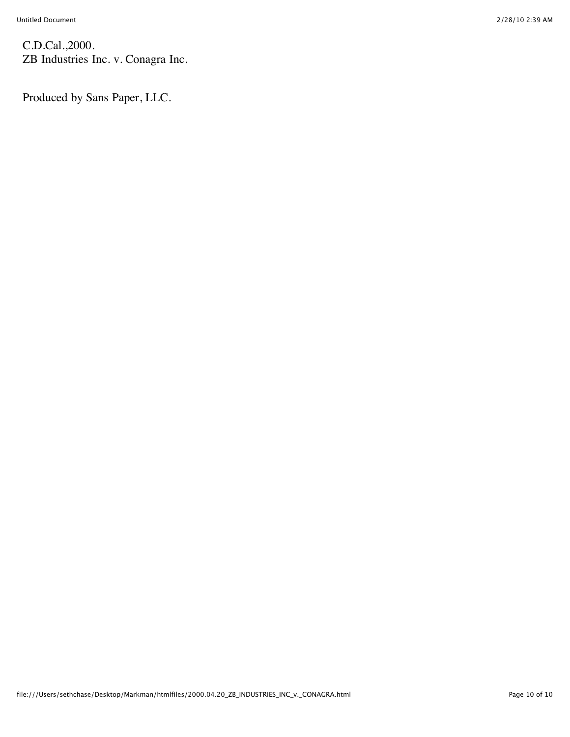C.D.Cal.,2000.
ZB Industries Inc. v. Conagra Inc.

Produced by Sans Paper, LLC.